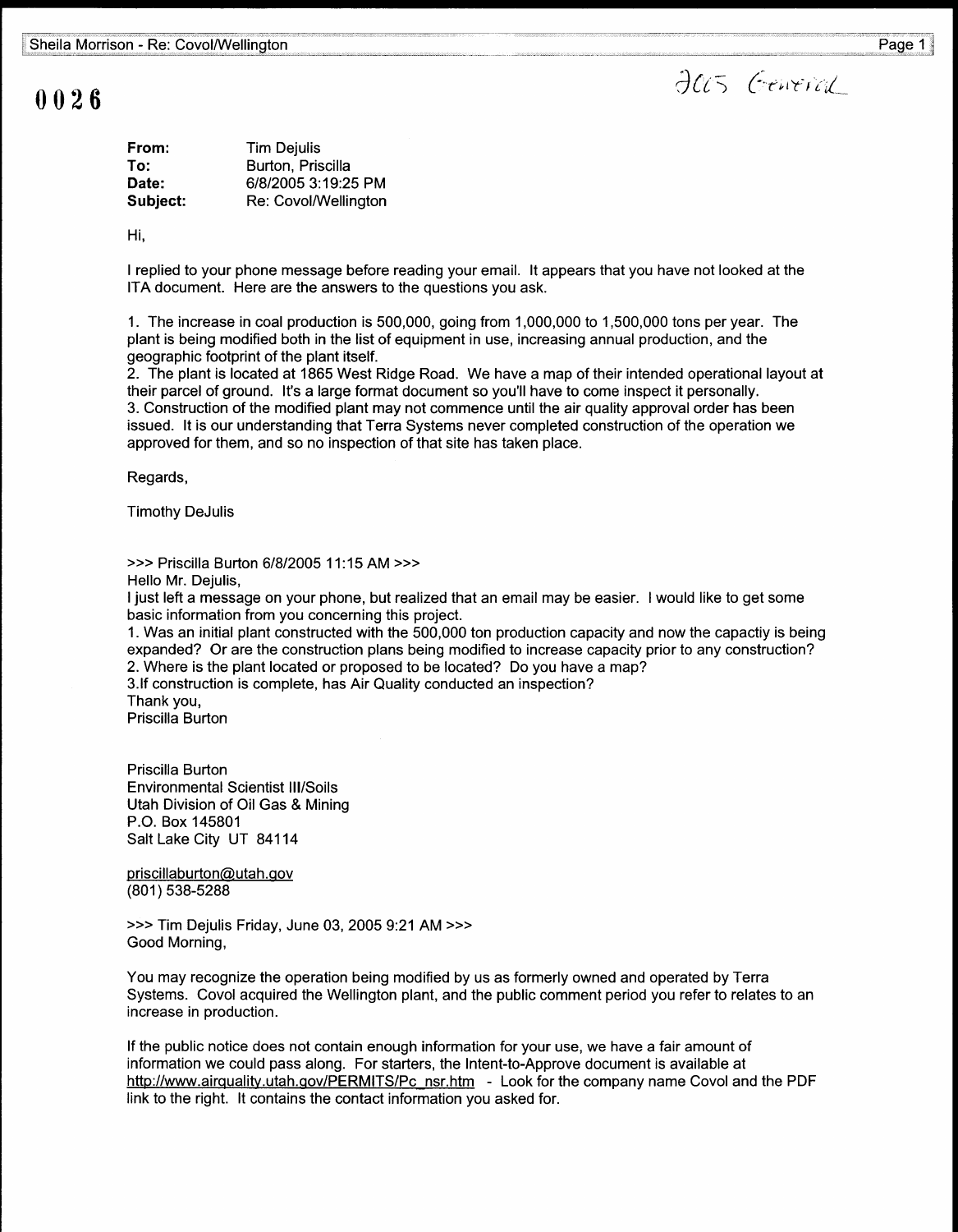0026

*2005 General*

**From:** Tim Dejulis
**To:** Burton, Priscilla
**Date:** 6/8/2005 3:19:25 PM
**Subject:** Re: Covol/Wellington

Hi,

I replied to your phone message before reading your email. It appears that you have not looked at the ITA document. Here are the answers to the questions you ask.

1. The increase in coal production is 500,000, going from 1,000,000 to 1,500,000 tons per year. The plant is being modified both in the list of equipment in use, increasing annual production, and the geographic footprint of the plant itself.
2. The plant is located at 1865 West Ridge Road. We have a map of their intended operational layout at their parcel of ground. It's a large format document so you'll have to come inspect it personally.
3. Construction of the modified plant may not commence until the air quality approval order has been issued. It is our understanding that Terra Systems never completed construction of the operation we approved for them, and so no inspection of that site has taken place.

Regards,

Timothy DeJulis

>>> Priscilla Burton 6/8/2005 11:15 AM >>>
Hello Mr. Dejulis,
I just left a message on your phone, but realized that an email may be easier. I would like to get some basic information from you concerning this project.
1. Was an initial plant constructed with the 500,000 ton production capacity and now the capactiy is being expanded? Or are the construction plans being modified to increase capacity prior to any construction?
2. Where is the plant located or proposed to be located? Do you have a map?
3.If construction is complete, has Air Quality conducted an inspection?
Thank you,
Priscilla Burton

Priscilla Burton
Environmental Scientist III/Soils
Utah Division of Oil Gas & Mining
P.O. Box 145801
Salt Lake City UT 84114

priscillaburton@utah.gov
(801) 538-5288

>>> Tim Dejulis Friday, June 03, 2005 9:21 AM >>>
Good Morning,

You may recognize the operation being modified by us as formerly owned and operated by Terra Systems. Covol acquired the Wellington plant, and the public comment period you refer to relates to an increase in production.

If the public notice does not contain enough information for your use, we have a fair amount of information we could pass along. For starters, the Intent-to-Approve document is available at http://www.airquality.utah.gov/PERMITS/Pc_nsr.htm - Look for the company name Covol and the PDF link to the right. It contains the contact information you asked for.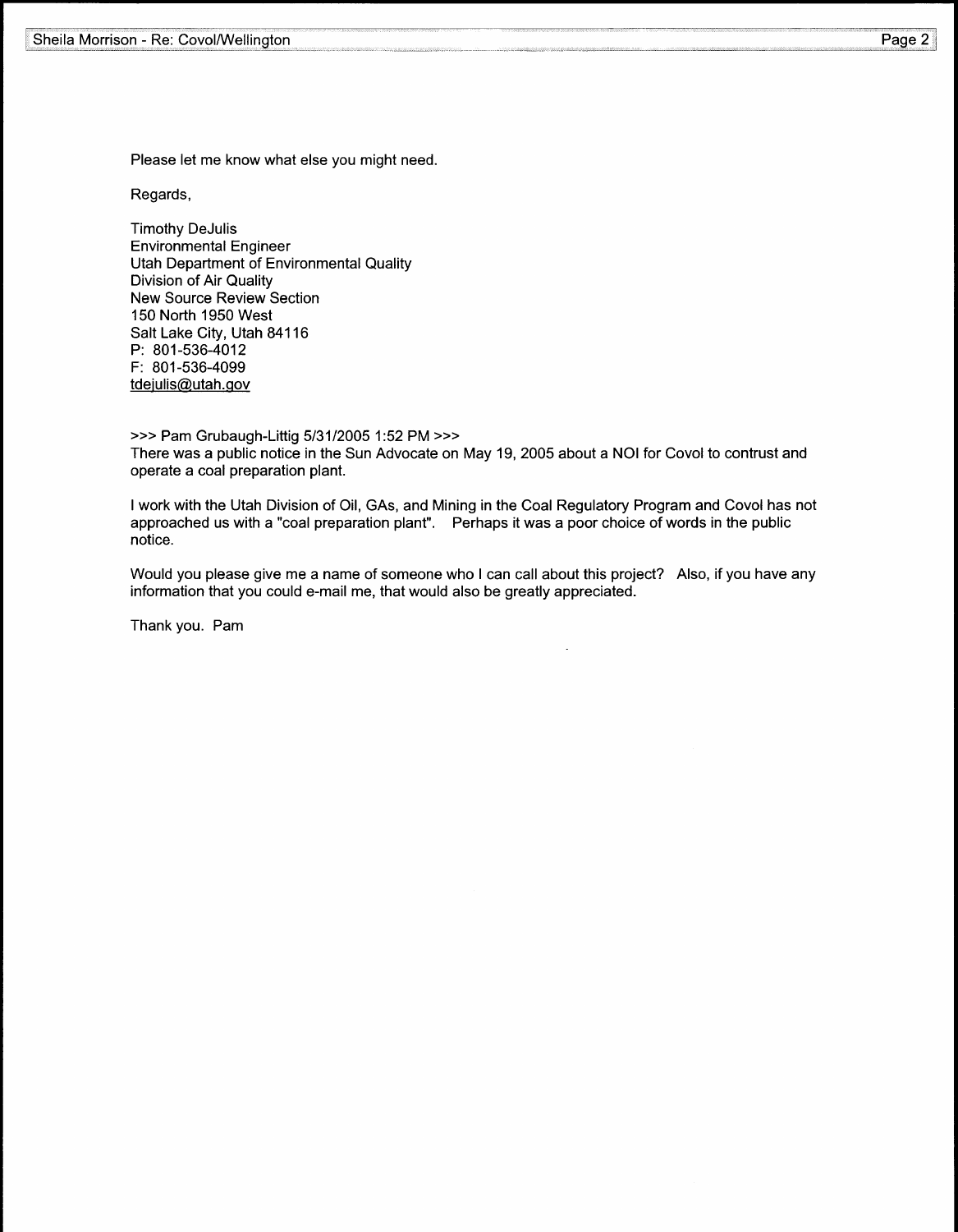Please let me know what else you might need.

Regards,

Timothy DeJulis
Environmental Engineer
Utah Department of Environmental Quality
Division of Air Quality
New Source Review Section
150 North 1950 West
Salt Lake City, Utah 84116
P: 801-536-4012
F: 801-536-4099
tdejulis@utah.gov

>>> Pam Grubaugh-Littig 5/31/2005 1:52 PM >>>
There was a public notice in the Sun Advocate on May 19, 2005 about a NOI for Covol to contrust and operate a coal preparation plant.

I work with the Utah Division of Oil, GAs, and Mining in the Coal Regulatory Program and Covol has not approached us with a "coal preparation plant". Perhaps it was a poor choice of words in the public notice.

Would you please give me a name of someone who I can call about this project? Also, if you have any information that you could e-mail me, that would also be greatly appreciated.

Thank you. Pam